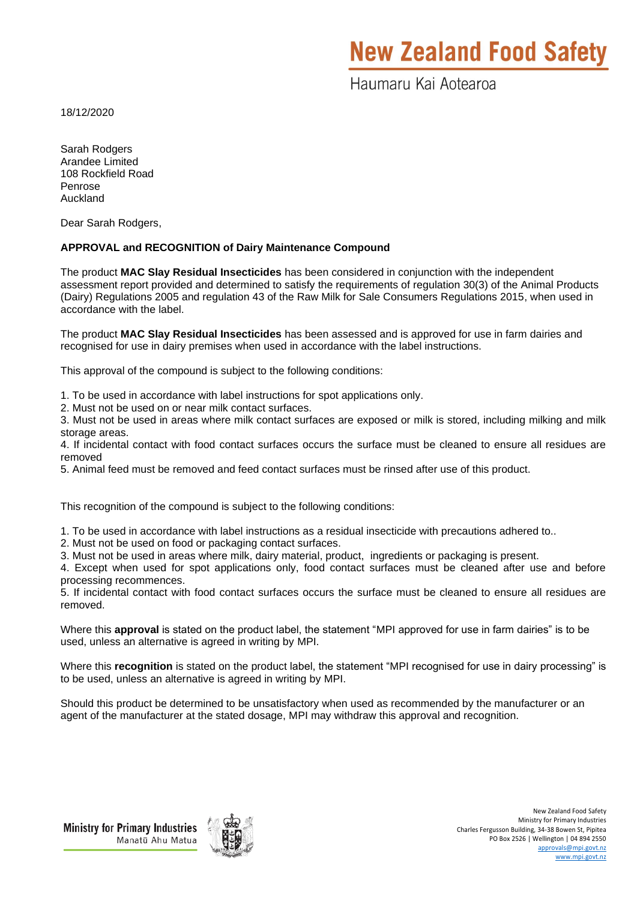New Zealand Food Safety
Haumaru Kai Aotearoa

18/12/2020

Sarah Rodgers
Arandee Limited
108 Rockfield Road
Penrose
Auckland

Dear Sarah Rodgers,

**APPROVAL and RECOGNITION of Dairy Maintenance Compound**

The product **MAC Slay Residual Insecticides** has been considered in conjunction with the independent assessment report provided and determined to satisfy the requirements of regulation 30(3) of the Animal Products (Dairy) Regulations 2005 and regulation 43 of the Raw Milk for Sale Consumers Regulations 2015, when used in accordance with the label.

The product **MAC Slay Residual Insecticides** has been assessed and is approved for use in farm dairies and recognised for use in dairy premises when used in accordance with the label instructions.

This approval of the compound is subject to the following conditions:

1. To be used in accordance with label instructions for spot applications only.
2. Must not be used on or near milk contact surfaces.
3. Must not be used in areas where milk contact surfaces are exposed or milk is stored, including milking and milk storage areas.
4. If incidental contact with food contact surfaces occurs the surface must be cleaned to ensure all residues are removed
5. Animal feed must be removed and feed contact surfaces must be rinsed after use of this product.

This recognition of the compound is subject to the following conditions:

1. To be used in accordance with label instructions as a residual insecticide with precautions adhered to..
2. Must not be used on food or packaging contact surfaces.
3. Must not be used in areas where milk, dairy material, product, ingredients or packaging is present.
4. Except when used for spot applications only, food contact surfaces must be cleaned after use and before processing recommences.
5. If incidental contact with food contact surfaces occurs the surface must be cleaned to ensure all residues are removed.

Where this **approval** is stated on the product label, the statement "MPI approved for use in farm dairies" is to be used, unless an alternative is agreed in writing by MPI.

Where this **recognition** is stated on the product label, the statement "MPI recognised for use in dairy processing" is to be used, unless an alternative is agreed in writing by MPI.

Should this product be determined to be unsatisfactory when used as recommended by the manufacturer or an agent of the manufacturer at the stated dosage, MPI may withdraw this approval and recognition.

Ministry for Primary Industries
Manatū Ahu Matua

New Zealand Food Safety
Ministry for Primary Industries
Charles Fergusson Building, 34-38 Bowen St, Pipitea
PO Box 2526 | Wellington | 04 894 2550
approvals@mpi.govt.nz
www.mpi.govt.nz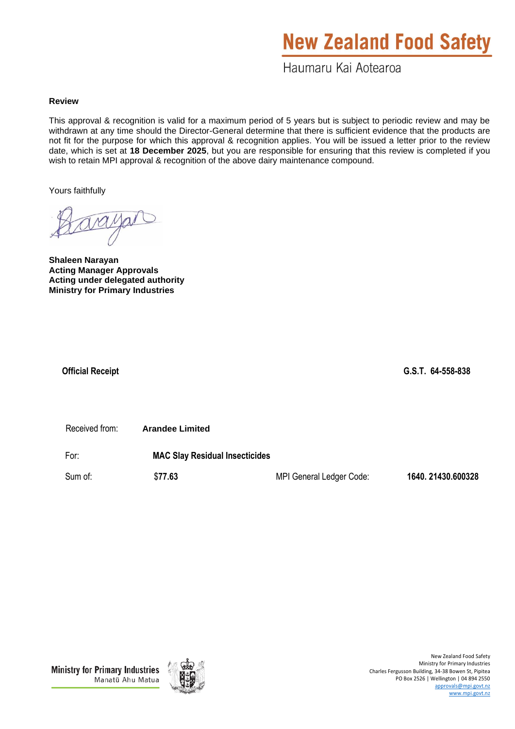**Review**

This approval & recognition is valid for a maximum period of 5 years but is subject to periodic review and may be withdrawn at any time should the Director-General determine that there is sufficient evidence that the products are not fit for the purpose for which this approval & recognition applies. You will be issued a letter prior to the review date, which is set at **18 December 2025**, but you are responsible for ensuring that this review is completed if you wish to retain MPI approval & recognition of the above dairy maintenance compound.

Yours faithfully

**Shaleen Narayan**
**Acting Manager Approvals**
**Acting under delegated authority**
**Ministry for Primary Industries**

**Official Receipt** **G.S.T. 64-558-838**

Received from: **Arandee Limited**

For: **MAC Slay Residual Insecticides**

Sum of: $**77.63** MPI General Ledger Code: **1640. 21430.600328**

New Zealand Food Safety
Ministry for Primary Industries
Charles Fergusson Building, 34-38 Bowen St, Pipitea
PO Box 2526 | Wellington | 04 894 2550
approvals@mpi.govt.nz
www.mpi.govt.nz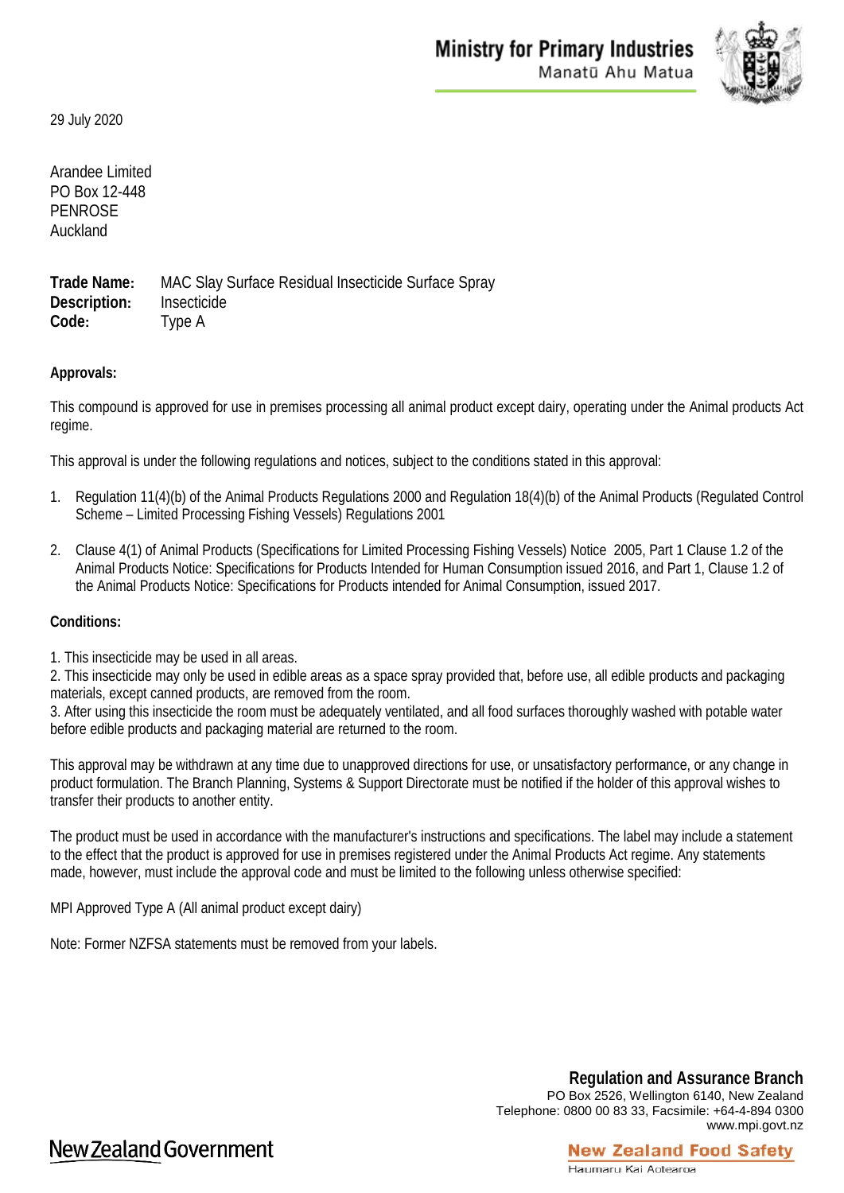Ministry for Primary Industries
Manatū Ahu Matua

29 July 2020

Arandee Limited
PO Box 12-448
PENROSE
Auckland

**Trade Name:** MAC Slay Surface Residual Insecticide Surface Spray
**Description:** Insecticide
**Code:** Type A

**Approvals:**

This compound is approved for use in premises processing all animal product except dairy, operating under the Animal products Act regime.

This approval is under the following regulations and notices, subject to the conditions stated in this approval:

1. Regulation 11(4)(b) of the Animal Products Regulations 2000 and Regulation 18(4)(b) of the Animal Products (Regulated Control Scheme – Limited Processing Fishing Vessels) Regulations 2001

2. Clause 4(1) of Animal Products (Specifications for Limited Processing Fishing Vessels) Notice 2005, Part 1 Clause 1.2 of the Animal Products Notice: Specifications for Products Intended for Human Consumption issued 2016, and Part 1, Clause 1.2 of the Animal Products Notice: Specifications for Products intended for Animal Consumption, issued 2017.

**Conditions:**

1. This insecticide may be used in all areas.
2. This insecticide may only be used in edible areas as a space spray provided that, before use, all edible products and packaging materials, except canned products, are removed from the room.
3. After using this insecticide the room must be adequately ventilated, and all food surfaces thoroughly washed with potable water before edible products and packaging material are returned to the room.

This approval may be withdrawn at any time due to unapproved directions for use, or unsatisfactory performance, or any change in product formulation. The Branch Planning, Systems & Support Directorate must be notified if the holder of this approval wishes to transfer their products to another entity.

The product must be used in accordance with the manufacturer's instructions and specifications. The label may include a statement to the effect that the product is approved for use in premises registered under the Animal Products Act regime. Any statements made, however, must include the approval code and must be limited to the following unless otherwise specified:

MPI Approved Type A (All animal product except dairy)

Note: Former NZFSA statements must be removed from your labels.

**Regulation and Assurance Branch**
PO Box 2526, Wellington 6140, New Zealand
Telephone: 0800 00 83 33, Facsimile: +64-4-894 0300
www.mpi.govt.nz

New Zealand Government

New Zealand Food Safety
Haumaru Kai Aotearoa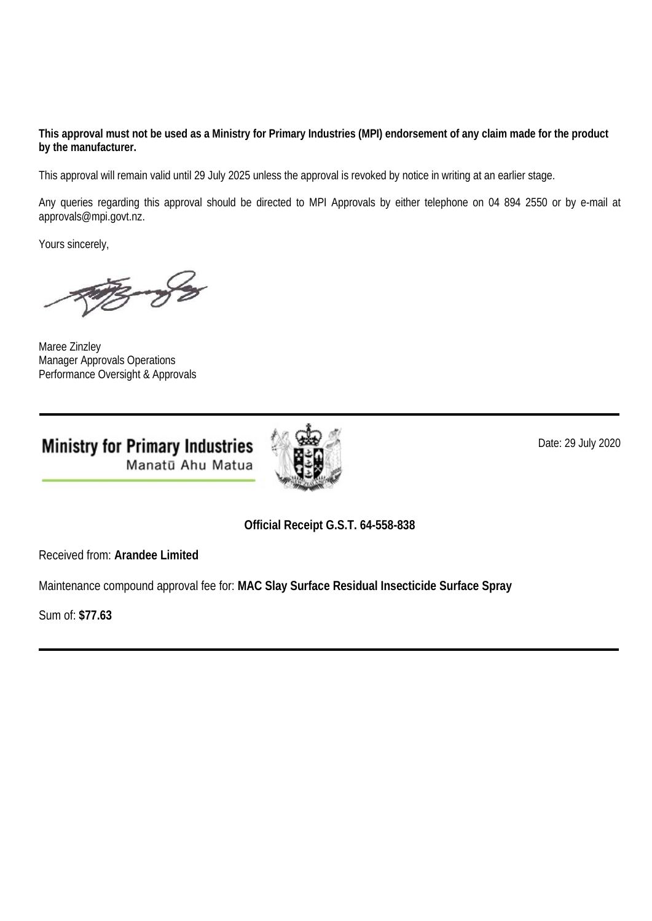**This approval must not be used as a Ministry for Primary Industries (MPI) endorsement of any claim made for the product by the manufacturer.**

This approval will remain valid until 29 July 2025 unless the approval is revoked by notice in writing at an earlier stage.

Any queries regarding this approval should be directed to MPI Approvals by either telephone on 04 894 2550 or by e-mail at approvals@mpi.govt.nz.

Yours sincerely,

Maree Zinzley
Manager Approvals Operations
Performance Oversight & Approvals

---

**Ministry for Primary Industries**
Manatū Ahu Matua

Date: 29 July 2020

**Official Receipt G.S.T. 64-558-838**

Received from: **Arandee Limited**

Maintenance compound approval fee for: **MAC Slay Surface Residual Insecticide Surface Spray**

Sum of: **$77.63**

---